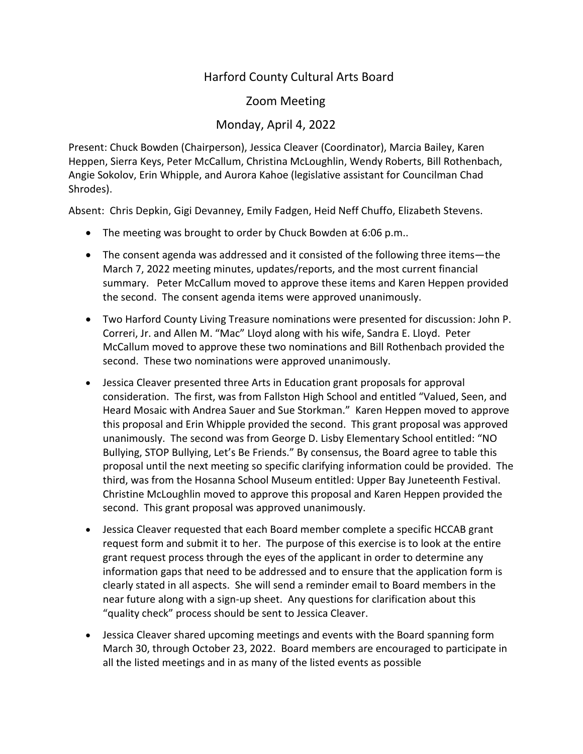# Harford County Cultural Arts Board

## Zoom Meeting

## Monday, April 4, 2022

Present: Chuck Bowden (Chairperson), Jessica Cleaver (Coordinator), Marcia Bailey, Karen Heppen, Sierra Keys, Peter McCallum, Christina McLoughlin, Wendy Roberts, Bill Rothenbach, Angie Sokolov, Erin Whipple, and Aurora Kahoe (legislative assistant for Councilman Chad Shrodes).

Absent: Chris Depkin, Gigi Devanney, Emily Fadgen, Heid Neff Chuffo, Elizabeth Stevens.

- The meeting was brought to order by Chuck Bowden at 6:06 p.m..
- The consent agenda was addressed and it consisted of the following three items—the March 7, 2022 meeting minutes, updates/reports, and the most current financial summary. Peter McCallum moved to approve these items and Karen Heppen provided the second. The consent agenda items were approved unanimously.
- Two Harford County Living Treasure nominations were presented for discussion: John P. Correri, Jr. and Allen M. "Mac" Lloyd along with his wife, Sandra E. Lloyd. Peter McCallum moved to approve these two nominations and Bill Rothenbach provided the second. These two nominations were approved unanimously.
- Jessica Cleaver presented three Arts in Education grant proposals for approval consideration. The first, was from Fallston High School and entitled "Valued, Seen, and Heard Mosaic with Andrea Sauer and Sue Storkman." Karen Heppen moved to approve this proposal and Erin Whipple provided the second. This grant proposal was approved unanimously. The second was from George D. Lisby Elementary School entitled: "NO Bullying, STOP Bullying, Let's Be Friends." By consensus, the Board agree to table this proposal until the next meeting so specific clarifying information could be provided. The third, was from the Hosanna School Museum entitled: Upper Bay Juneteenth Festival. Christine McLoughlin moved to approve this proposal and Karen Heppen provided the second. This grant proposal was approved unanimously.
- Jessica Cleaver requested that each Board member complete a specific HCCAB grant request form and submit it to her. The purpose of this exercise is to look at the entire grant request process through the eyes of the applicant in order to determine any information gaps that need to be addressed and to ensure that the application form is clearly stated in all aspects. She will send a reminder email to Board members in the near future along with a sign-up sheet. Any questions for clarification about this "quality check" process should be sent to Jessica Cleaver.
- Jessica Cleaver shared upcoming meetings and events with the Board spanning form March 30, through October 23, 2022. Board members are encouraged to participate in all the listed meetings and in as many of the listed events as possible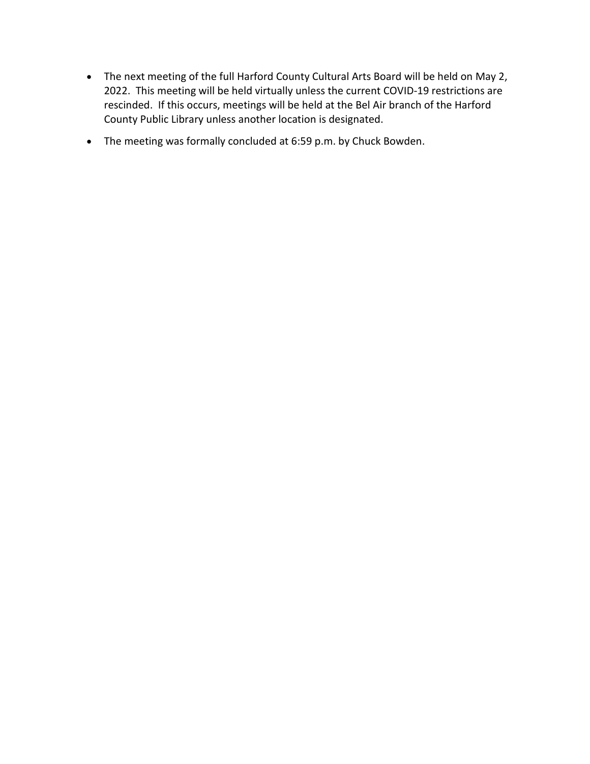- The next meeting of the full Harford County Cultural Arts Board will be held on May 2, 2022. This meeting will be held virtually unless the current COVID-19 restrictions are rescinded. If this occurs, meetings will be held at the Bel Air branch of the Harford County Public Library unless another location is designated.
- The meeting was formally concluded at 6:59 p.m. by Chuck Bowden.